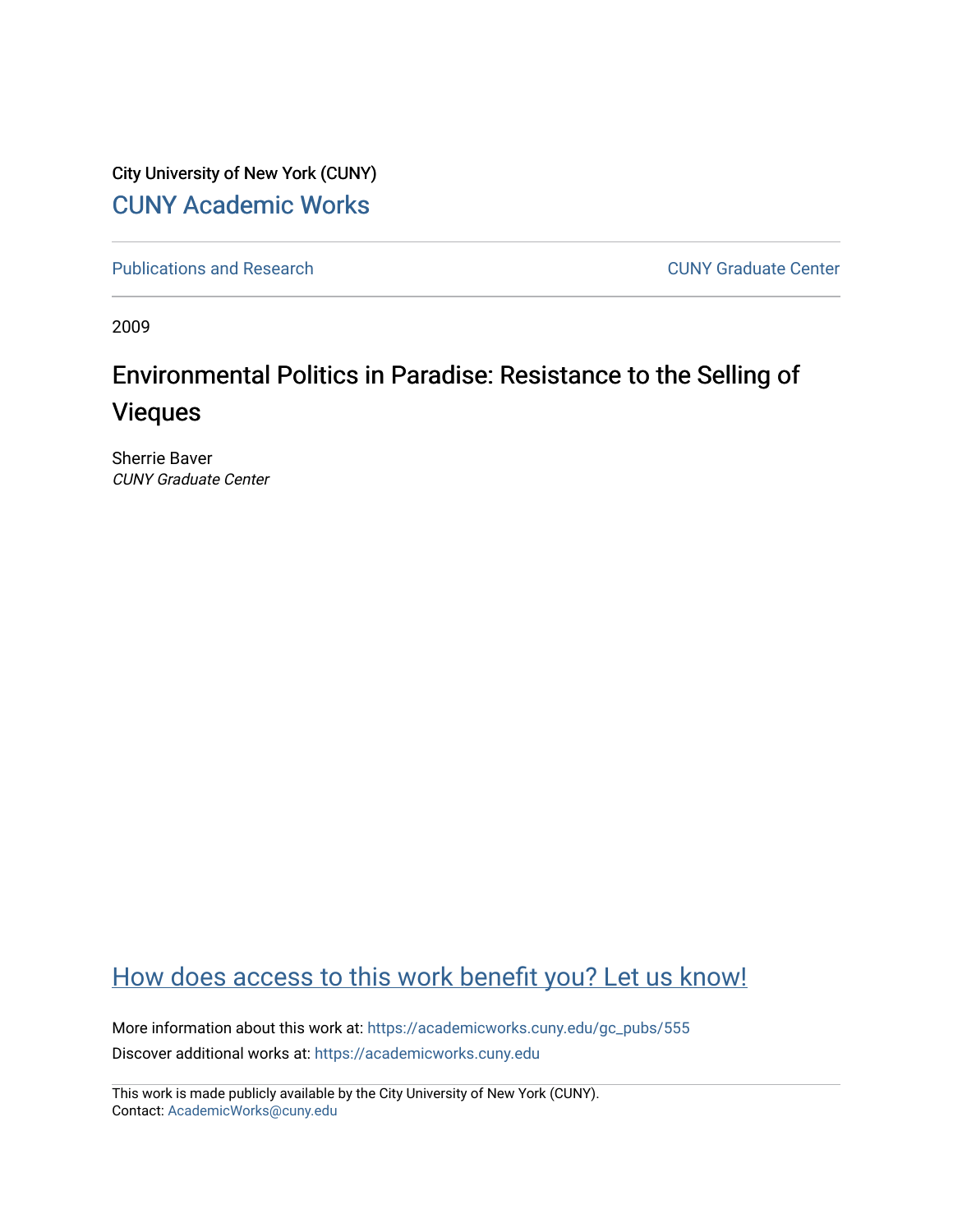City University of New York (CUNY)

CUNY Academic Works

Publications and Research

CUNY Graduate Center

2009

# Environmental Politics in Paradise: Resistance to the Selling of Vieques

Sherrie Baver

*CUNY Graduate Center*

How does access to this work benefit you? Let us know!

More information about this work at: https://academicworks.cuny.edu/gc_pubs/555

Discover additional works at: https://academicworks.cuny.edu

This work is made publicly available by the City University of New York (CUNY).
Contact: AcademicWorks@cuny.edu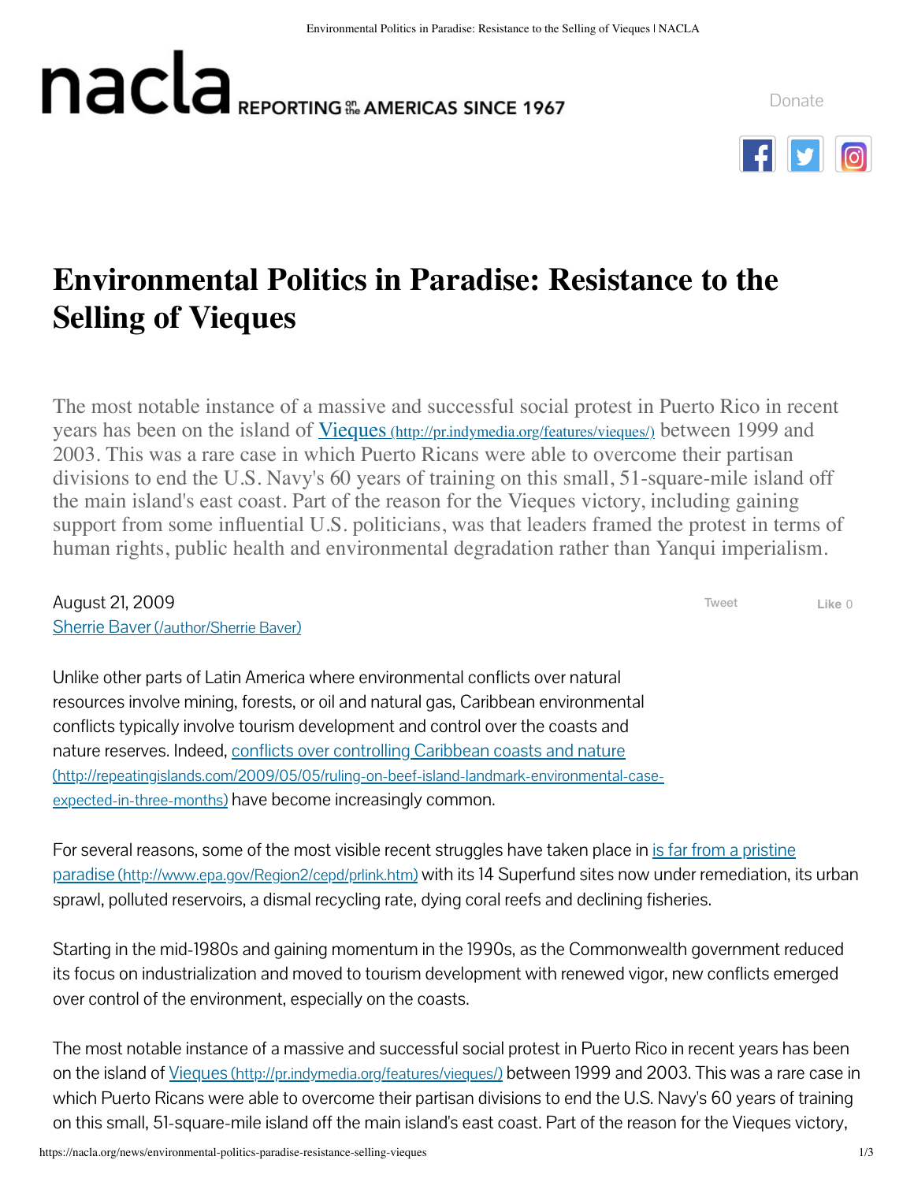Environmental Politics in Paradise: Resistance to the Selling of Vieques | NACLA

nacla REPORTING on the AMERICAS SINCE 1967

Donate

# Environmental Politics in Paradise: Resistance to the Selling of Vieques

The most notable instance of a massive and successful social protest in Puerto Rico in recent years has been on the island of [Vieques (http://pr.indymedia.org/features/vieques/)](http://pr.indymedia.org/features/vieques/) between 1999 and 2003. This was a rare case in which Puerto Ricans were able to overcome their partisan divisions to end the U.S. Navy's 60 years of training on this small, 51-square-mile island off the main island's east coast. Part of the reason for the Vieques victory, including gaining support from some influential U.S. politicians, was that leaders framed the protest in terms of human rights, public health and environmental degradation rather than Yanqui imperialism.

August 21, 2009
[Sherrie Baver (/author/Sherrie Baver)](/author/Sherrie Baver)

Tweet Like 0

Unlike other parts of Latin America where environmental conflicts over natural resources involve mining, forests, or oil and natural gas, Caribbean environmental conflicts typically involve tourism development and control over the coasts and nature reserves. Indeed, [conflicts over controlling Caribbean coasts and nature (http://repeatingislands.com/2009/05/05/ruling-on-beef-island-landmark-environmental-case-expected-in-three-months)](http://repeatingislands.com/2009/05/05/ruling-on-beef-island-landmark-environmental-case-expected-in-three-months) have become increasingly common.

For several reasons, some of the most visible recent struggles have taken place in [is far from a pristine paradise (http://www.epa.gov/Region2/cepd/prlink.htm)](http://www.epa.gov/Region2/cepd/prlink.htm) with its 14 Superfund sites now under remediation, its urban sprawl, polluted reservoirs, a dismal recycling rate, dying coral reefs and declining fisheries.

Starting in the mid-1980s and gaining momentum in the 1990s, as the Commonwealth government reduced its focus on industrialization and moved to tourism development with renewed vigor, new conflicts emerged over control of the environment, especially on the coasts.

The most notable instance of a massive and successful social protest in Puerto Rico in recent years has been on the island of [Vieques (http://pr.indymedia.org/features/vieques/)](http://pr.indymedia.org/features/vieques/) between 1999 and 2003. This was a rare case in which Puerto Ricans were able to overcome their partisan divisions to end the U.S. Navy's 60 years of training on this small, 51-square-mile island off the main island's east coast. Part of the reason for the Vieques victory,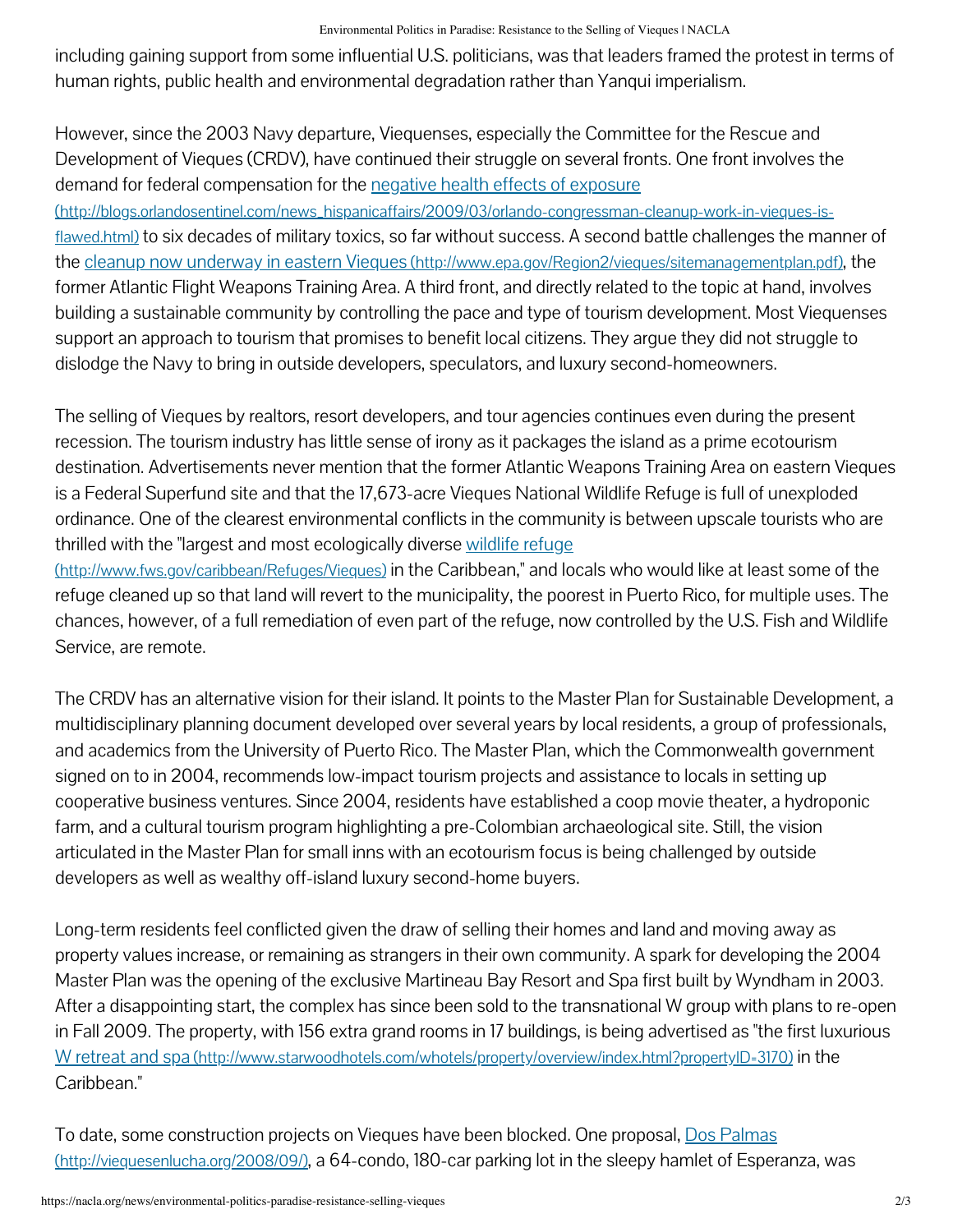including gaining support from some influential U.S. politicians, was that leaders framed the protest in terms of human rights, public health and environmental degradation rather than Yanqui imperialism.

However, since the 2003 Navy departure, Viequenses, especially the Committee for the Rescue and Development of Vieques (CRDV), have continued their struggle on several fronts. One front involves the demand for federal compensation for the [negative health effects of exposure (http://blogs.orlandosentinel.com/news_hispanicaffairs/2009/03/orlando-congressman-cleanup-work-in-vieques-is-flawed.html)](http://blogs.orlandosentinel.com/news_hispanicaffairs/2009/03/orlando-congressman-cleanup-work-in-vieques-is-flawed.html) to six decades of military toxics, so far without success. A second battle challenges the manner of the [cleanup now underway in eastern Vieques (http://www.epa.gov/Region2/vieques/sitemanagementplan.pdf)](http://www.epa.gov/Region2/vieques/sitemanagementplan.pdf), the former Atlantic Flight Weapons Training Area. A third front, and directly related to the topic at hand, involves building a sustainable community by controlling the pace and type of tourism development. Most Viequenses support an approach to tourism that promises to benefit local citizens. They argue they did not struggle to dislodge the Navy to bring in outside developers, speculators, and luxury second-homeowners.

The selling of Vieques by realtors, resort developers, and tour agencies continues even during the present recession. The tourism industry has little sense of irony as it packages the island as a prime ecotourism destination. Advertisements never mention that the former Atlantic Weapons Training Area on eastern Vieques is a Federal Superfund site and that the 17,673-acre Vieques National Wildlife Refuge is full of unexploded ordinance. One of the clearest environmental conflicts in the community is between upscale tourists who are thrilled with the "largest and most ecologically diverse [wildlife refuge (http://www.fws.gov/caribbean/Refuges/Vieques)](http://www.fws.gov/caribbean/Refuges/Vieques) in the Caribbean," and locals who would like at least some of the refuge cleaned up so that land will revert to the municipality, the poorest in Puerto Rico, for multiple uses. The chances, however, of a full remediation of even part of the refuge, now controlled by the U.S. Fish and Wildlife Service, are remote.

The CRDV has an alternative vision for their island. It points to the Master Plan for Sustainable Development, a multidisciplinary planning document developed over several years by local residents, a group of professionals, and academics from the University of Puerto Rico. The Master Plan, which the Commonwealth government signed on to in 2004, recommends low-impact tourism projects and assistance to locals in setting up cooperative business ventures. Since 2004, residents have established a coop movie theater, a hydroponic farm, and a cultural tourism program highlighting a pre-Colombian archaeological site. Still, the vision articulated in the Master Plan for small inns with an ecotourism focus is being challenged by outside developers as well as wealthy off-island luxury second-home buyers.

Long-term residents feel conflicted given the draw of selling their homes and land and moving away as property values increase, or remaining as strangers in their own community. A spark for developing the 2004 Master Plan was the opening of the exclusive Martineau Bay Resort and Spa first built by Wyndham in 2003. After a disappointing start, the complex has since been sold to the transnational W group with plans to re-open in Fall 2009. The property, with 156 extra grand rooms in 17 buildings, is being advertised as "the first luxurious [W retreat and spa (http://www.starwoodhotels.com/whotels/property/overview/index.html?propertyID=3170)](http://www.starwoodhotels.com/whotels/property/overview/index.html?propertyID=3170) in the Caribbean."

To date, some construction projects on Vieques have been blocked. One proposal, [Dos Palmas (http://viequesenlucha.org/2008/09/)](http://viequesenlucha.org/2008/09/), a 64-condo, 180-car parking lot in the sleepy hamlet of Esperanza, was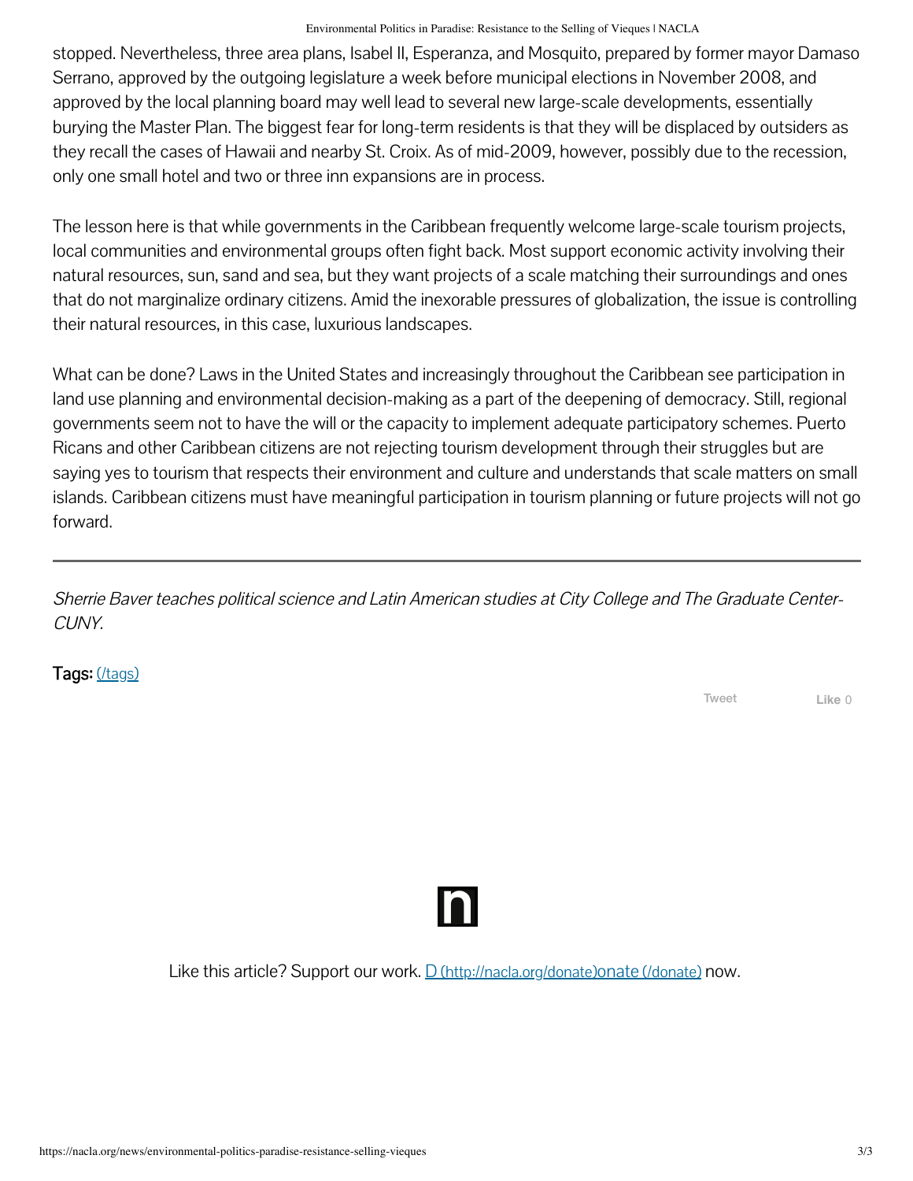stopped. Nevertheless, three area plans, Isabel II, Esperanza, and Mosquito, prepared by former mayor Damaso Serrano, approved by the outgoing legislature a week before municipal elections in November 2008, and approved by the local planning board may well lead to several new large-scale developments, essentially burying the Master Plan. The biggest fear for long-term residents is that they will be displaced by outsiders as they recall the cases of Hawaii and nearby St. Croix. As of mid-2009, however, possibly due to the recession, only one small hotel and two or three inn expansions are in process.

The lesson here is that while governments in the Caribbean frequently welcome large-scale tourism projects, local communities and environmental groups often fight back. Most support economic activity involving their natural resources, sun, sand and sea, but they want projects of a scale matching their surroundings and ones that do not marginalize ordinary citizens. Amid the inexorable pressures of globalization, the issue is controlling their natural resources, in this case, luxurious landscapes.

What can be done? Laws in the United States and increasingly throughout the Caribbean see participation in land use planning and environmental decision-making as a part of the deepening of democracy. Still, regional governments seem not to have the will or the capacity to implement adequate participatory schemes. Puerto Ricans and other Caribbean citizens are not rejecting tourism development through their struggles but are saying yes to tourism that respects their environment and culture and understands that scale matters on small islands. Caribbean citizens must have meaningful participation in tourism planning or future projects will not go forward.

---

*Sherrie Baver teaches political science and Latin American studies at City College and The Graduate Center-CUNY.*

**Tags:** (/tags)

Tweet Like 0

Like this article? Support our work. D (http://nacla.org/donate)onate (/donate) now.